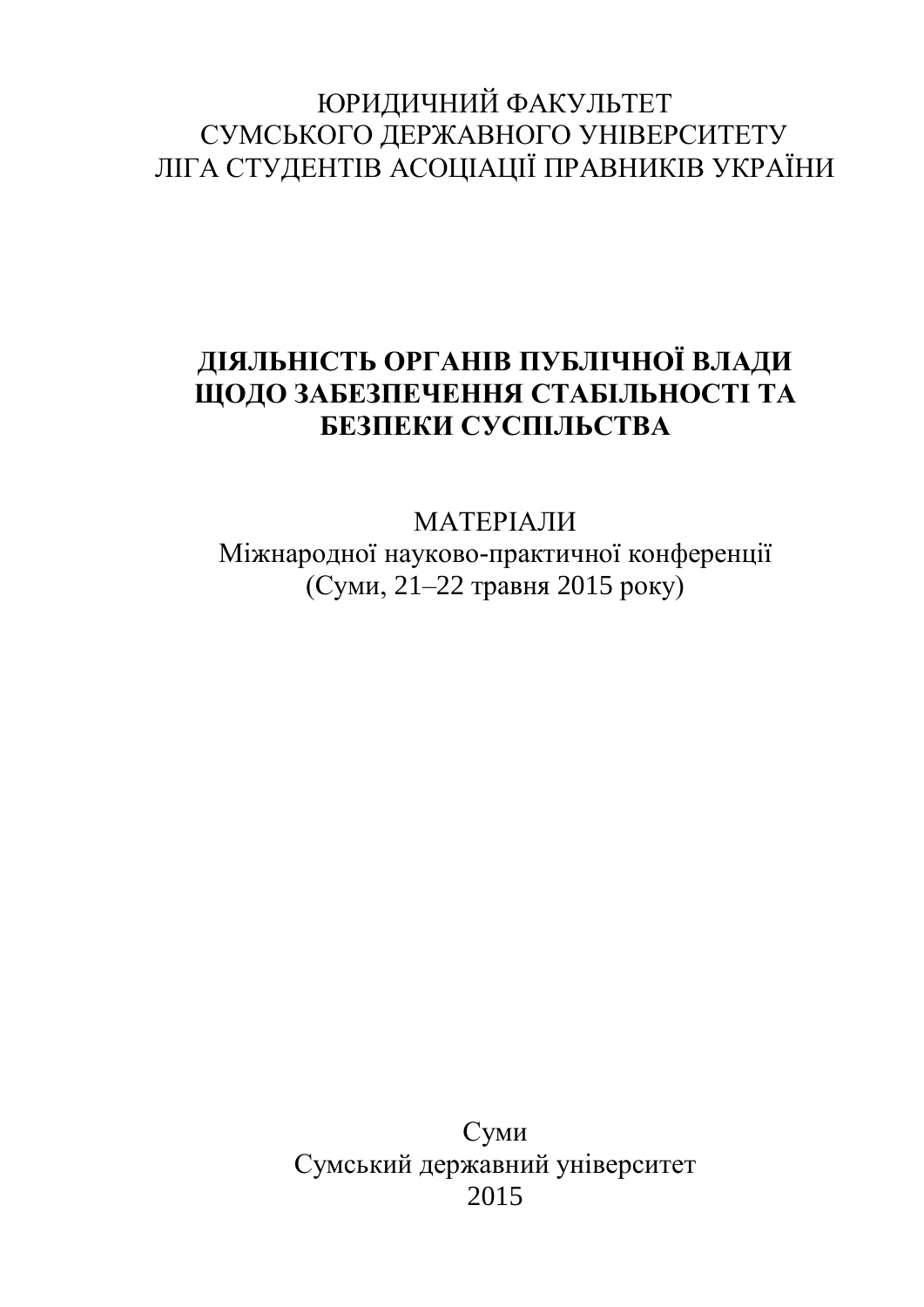ЮРИДИЧНИЙ ФАКУЛЬТЕТ
СУМСЬКОГО ДЕРЖАВНОГО УНІВЕРСИТЕТУ
ЛІГА СТУДЕНТІВ АСОЦІАЦІЇ ПРАВНИКІВ УКРАЇНИ

# ДІЯЛЬНІСТЬ ОРГАНІВ ПУБЛІЧНОЇ ВЛАДИ ЩОДО ЗАБЕЗПЕЧЕННЯ СТАБІЛЬНОСТІ ТА БЕЗПЕКИ СУСПІЛЬСТВА

МАТЕРІАЛИ
Міжнародної науково-практичної конференції
(Суми, 21–22 травня 2015 року)

Суми
Сумський державний університет
2015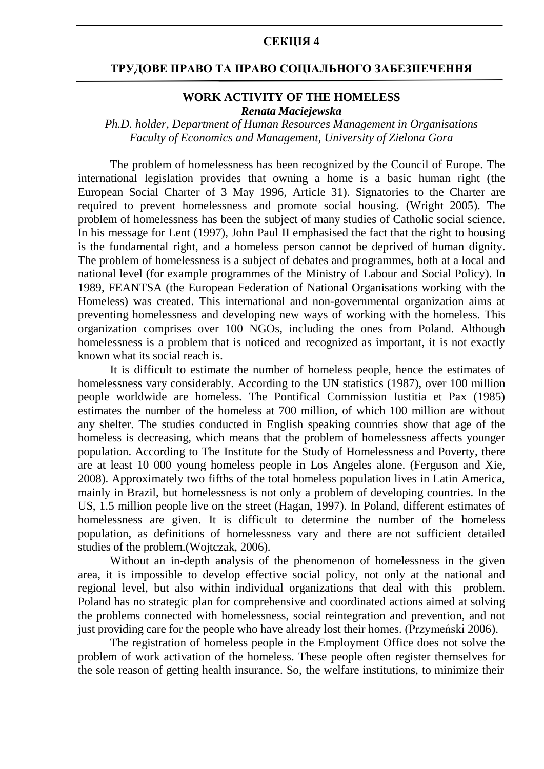## СЕКЦІЯ 4

## ТРУДОВЕ ПРАВО ТА ПРАВО СОЦІАЛЬНОГО ЗАБЕЗПЕЧЕННЯ

### WORK ACTIVITY OF THE HOMELESS

***Renata Maciejewska***

*Ph.D. holder, Department of Human Resources Management in Organisations*
*Faculty of Economics and Management, University of Zielona Gora*

The problem of homelessness has been recognized by the Council of Europe. The international legislation provides that owning a home is a basic human right (the European Social Charter of 3 May 1996, Article 31). Signatories to the Charter are required to prevent homelessness and promote social housing. (Wright 2005). The problem of homelessness has been the subject of many studies of Catholic social science. In his message for Lent (1997), John Paul II emphasised the fact that the right to housing is the fundamental right, and a homeless person cannot be deprived of human dignity. The problem of homelessness is a subject of debates and programmes, both at a local and national level (for example programmes of the Ministry of Labour and Social Policy). In 1989, FEANTSA (the European Federation of National Organisations working with the Homeless) was created. This international and non-governmental organization aims at preventing homelessness and developing new ways of working with the homeless. This organization comprises over 100 NGOs, including the ones from Poland. Although homelessness is a problem that is noticed and recognized as important, it is not exactly known what its social reach is.

It is difficult to estimate the number of homeless people, hence the estimates of homelessness vary considerably. According to the UN statistics (1987), over 100 million people worldwide are homeless. The Pontifical Commission Iustitia et Pax (1985) estimates the number of the homeless at 700 million, of which 100 million are without any shelter. The studies conducted in English speaking countries show that age of the homeless is decreasing, which means that the problem of homelessness affects younger population. According to The Institute for the Study of Homelessness and Poverty, there are at least 10 000 young homeless people in Los Angeles alone. (Ferguson and Xie, 2008). Approximately two fifths of the total homeless population lives in Latin America, mainly in Brazil, but homelessness is not only a problem of developing countries. In the US, 1.5 million people live on the street (Hagan, 1997). In Poland, different estimates of homelessness are given. It is difficult to determine the number of the homeless population, as definitions of homelessness vary and there are not sufficient detailed studies of the problem.(Wojtczak, 2006).

Without an in-depth analysis of the phenomenon of homelessness in the given area, it is impossible to develop effective social policy, not only at the national and regional level, but also within individual organizations that deal with this problem. Poland has no strategic plan for comprehensive and coordinated actions aimed at solving the problems connected with homelessness, social reintegration and prevention, and not just providing care for the people who have already lost their homes. (Przymeński 2006).

The registration of homeless people in the Employment Office does not solve the problem of work activation of the homeless. These people often register themselves for the sole reason of getting health insurance. So, the welfare institutions, to minimize their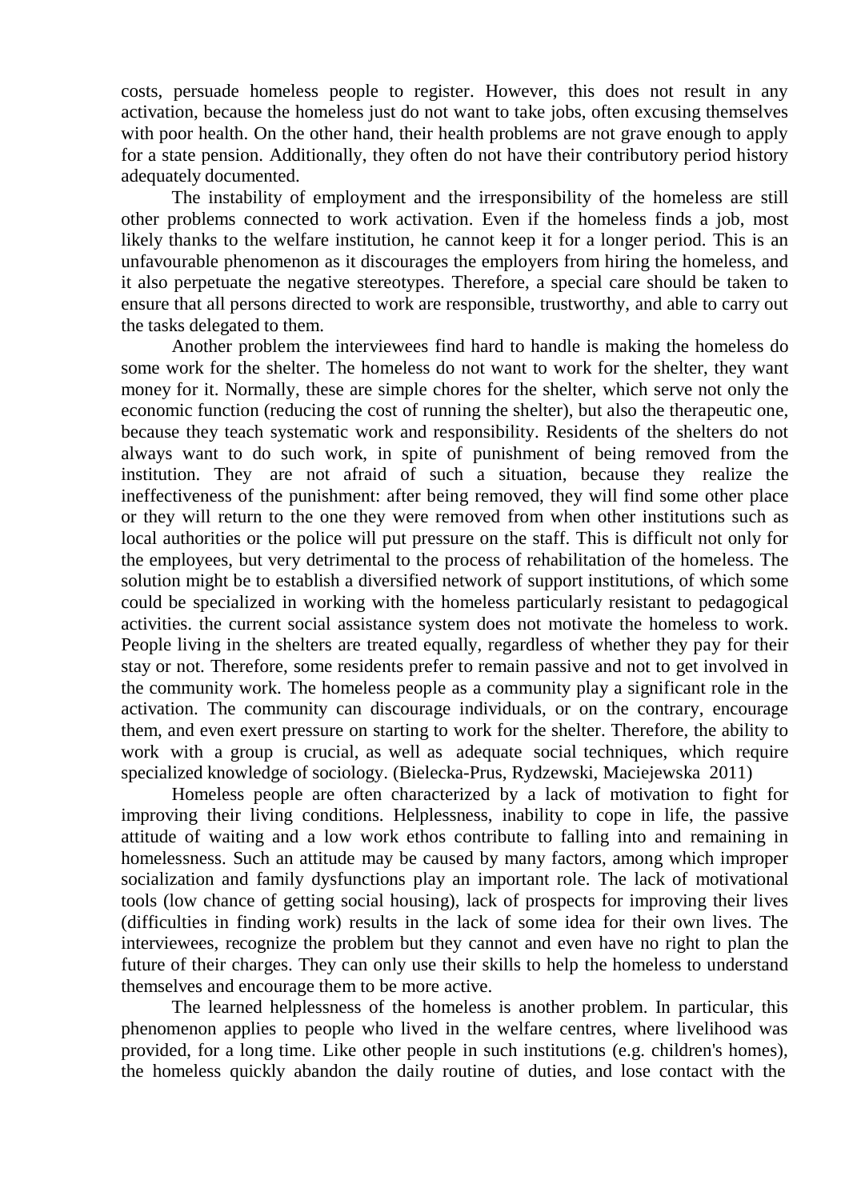costs, persuade homeless people to register. However, this does not result in any activation, because the homeless just do not want to take jobs, often excusing themselves with poor health. On the other hand, their health problems are not grave enough to apply for a state pension. Additionally, they often do not have their contributory period history adequately documented.

The instability of employment and the irresponsibility of the homeless are still other problems connected to work activation. Even if the homeless finds a job, most likely thanks to the welfare institution, he cannot keep it for a longer period. This is an unfavourable phenomenon as it discourages the employers from hiring the homeless, and it also perpetuate the negative stereotypes. Therefore, a special care should be taken to ensure that all persons directed to work are responsible, trustworthy, and able to carry out the tasks delegated to them.

Another problem the interviewees find hard to handle is making the homeless do some work for the shelter. The homeless do not want to work for the shelter, they want money for it. Normally, these are simple chores for the shelter, which serve not only the economic function (reducing the cost of running the shelter), but also the therapeutic one, because they teach systematic work and responsibility. Residents of the shelters do not always want to do such work, in spite of punishment of being removed from the institution. They are not afraid of such a situation, because they realize the ineffectiveness of the punishment: after being removed, they will find some other place or they will return to the one they were removed from when other institutions such as local authorities or the police will put pressure on the staff. This is difficult not only for the employees, but very detrimental to the process of rehabilitation of the homeless. The solution might be to establish a diversified network of support institutions, of which some could be specialized in working with the homeless particularly resistant to pedagogical activities. the current social assistance system does not motivate the homeless to work. People living in the shelters are treated equally, regardless of whether they pay for their stay or not. Therefore, some residents prefer to remain passive and not to get involved in the community work. The homeless people as a community play a significant role in the activation. The community can discourage individuals, or on the contrary, encourage them, and even exert pressure on starting to work for the shelter. Therefore, the ability to work with a group is crucial, as well as adequate social techniques, which require specialized knowledge of sociology. (Bielecka-Prus, Rydzewski, Maciejewska 2011)

Homeless people are often characterized by a lack of motivation to fight for improving their living conditions. Helplessness, inability to cope in life, the passive attitude of waiting and a low work ethos contribute to falling into and remaining in homelessness. Such an attitude may be caused by many factors, among which improper socialization and family dysfunctions play an important role. The lack of motivational tools (low chance of getting social housing), lack of prospects for improving their lives (difficulties in finding work) results in the lack of some idea for their own lives. The interviewees, recognize the problem but they cannot and even have no right to plan the future of their charges. They can only use their skills to help the homeless to understand themselves and encourage them to be more active.

The learned helplessness of the homeless is another problem. In particular, this phenomenon applies to people who lived in the welfare centres, where livelihood was provided, for a long time. Like other people in such institutions (e.g. children's homes), the homeless quickly abandon the daily routine of duties, and lose contact with the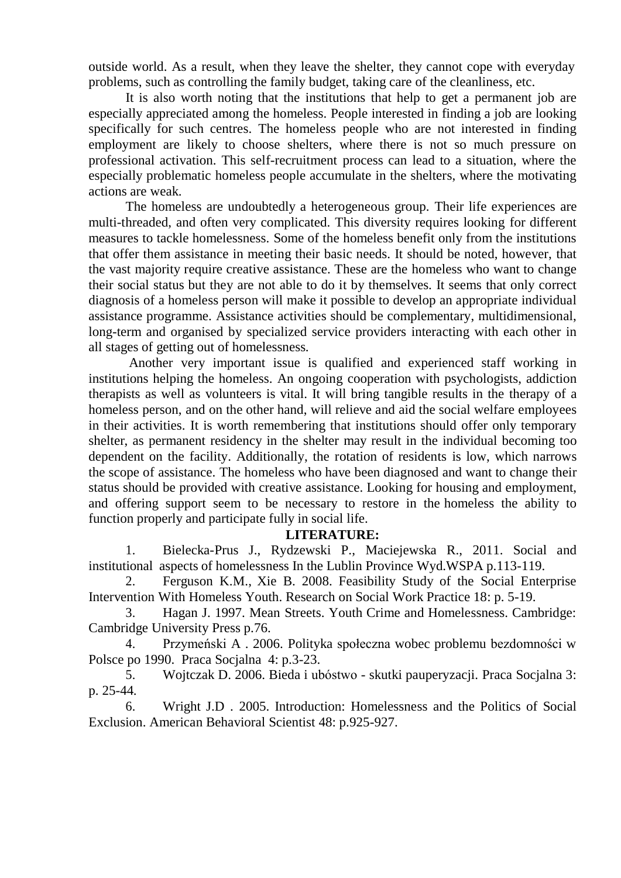outside world. As a result, when they leave the shelter, they cannot cope with everyday problems, such as controlling the family budget, taking care of the cleanliness, etc.

It is also worth noting that the institutions that help to get a permanent job are especially appreciated among the homeless. People interested in finding a job are looking specifically for such centres. The homeless people who are not interested in finding employment are likely to choose shelters, where there is not so much pressure on professional activation. This self-recruitment process can lead to a situation, where the especially problematic homeless people accumulate in the shelters, where the motivating actions are weak.

The homeless are undoubtedly a heterogeneous group. Their life experiences are multi-threaded, and often very complicated. This diversity requires looking for different measures to tackle homelessness. Some of the homeless benefit only from the institutions that offer them assistance in meeting their basic needs. It should be noted, however, that the vast majority require creative assistance. These are the homeless who want to change their social status but they are not able to do it by themselves. It seems that only correct diagnosis of a homeless person will make it possible to develop an appropriate individual assistance programme. Assistance activities should be complementary, multidimensional, long-term and organised by specialized service providers interacting with each other in all stages of getting out of homelessness.

Another very important issue is qualified and experienced staff working in institutions helping the homeless. An ongoing cooperation with psychologists, addiction therapists as well as volunteers is vital. It will bring tangible results in the therapy of a homeless person, and on the other hand, will relieve and aid the social welfare employees in their activities. It is worth remembering that institutions should offer only temporary shelter, as permanent residency in the shelter may result in the individual becoming too dependent on the facility. Additionally, the rotation of residents is low, which narrows the scope of assistance. The homeless who have been diagnosed and want to change their status should be provided with creative assistance. Looking for housing and employment, and offering support seem to be necessary to restore in the homeless the ability to function properly and participate fully in social life.

## LITERATURE:

1. Bielecka-Prus J., Rydzewski P., Maciejewska R., 2011. Social and institutional aspects of homelessness In the Lublin Province Wyd.WSPA p.113-119.
2. Ferguson K.M., Xie B. 2008. Feasibility Study of the Social Enterprise Intervention With Homeless Youth. Research on Social Work Practice 18: p. 5-19.
3. Hagan J. 1997. Mean Streets. Youth Crime and Homelessness. Cambridge: Cambridge University Press p.76.
4. Przymeński A . 2006. Polityka społeczna wobec problemu bezdomności w Polsce po 1990. Praca Socjalna 4: p.3-23.
5. Wojtczak D. 2006. Bieda i ubóstwo - skutki pauperyzacji. Praca Socjalna 3: p. 25-44.
6. Wright J.D . 2005. Introduction: Homelessness and the Politics of Social Exclusion. American Behavioral Scientist 48: p.925-927.